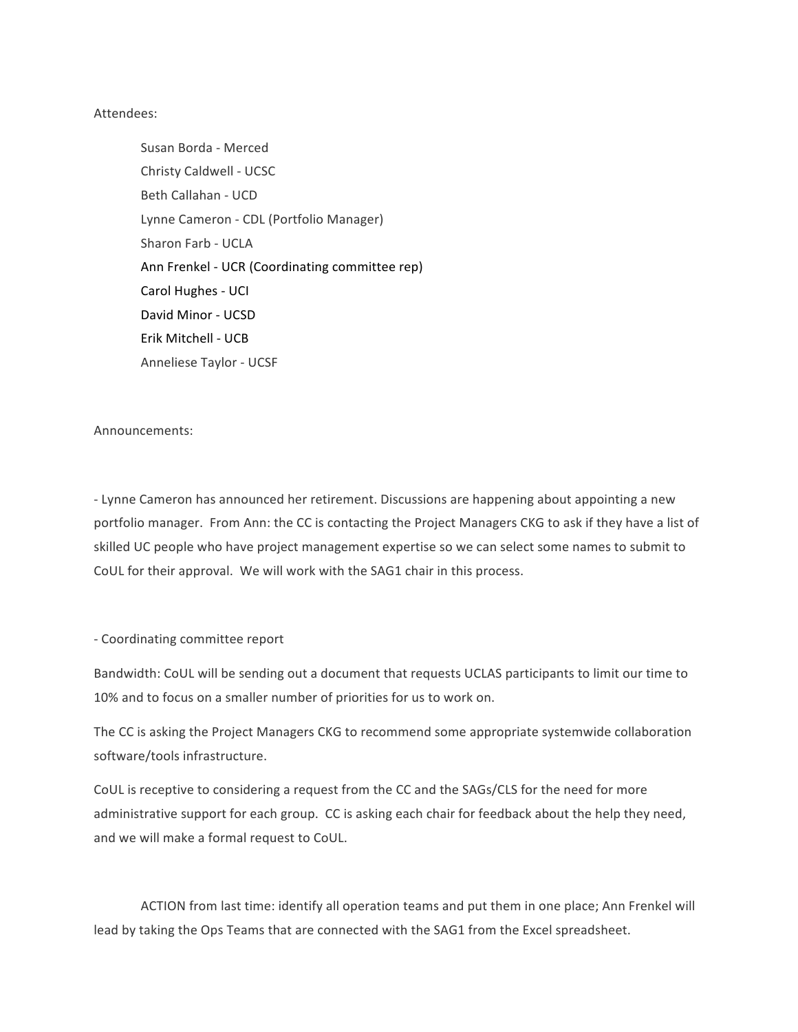Attendees:

Susan Borda - Merced
Christy Caldwell - UCSC
Beth Callahan - UCD
Lynne Cameron - CDL (Portfolio Manager)
Sharon Farb - UCLA
Ann Frenkel - UCR (Coordinating committee rep)
Carol Hughes - UCI
David Minor - UCSD
Erik Mitchell - UCB
Anneliese Taylor - UCSF

Announcements:

- Lynne Cameron has announced her retirement. Discussions are happening about appointing a new portfolio manager. From Ann: the CC is contacting the Project Managers CKG to ask if they have a list of skilled UC people who have project management expertise so we can select some names to submit to CoUL for their approval. We will work with the SAG1 chair in this process.

- Coordinating committee report

Bandwidth: CoUL will be sending out a document that requests UCLAS participants to limit our time to 10% and to focus on a smaller number of priorities for us to work on.

The CC is asking the Project Managers CKG to recommend some appropriate systemwide collaboration software/tools infrastructure.

CoUL is receptive to considering a request from the CC and the SAGs/CLS for the need for more administrative support for each group. CC is asking each chair for feedback about the help they need, and we will make a formal request to CoUL.

ACTION from last time: identify all operation teams and put them in one place; Ann Frenkel will lead by taking the Ops Teams that are connected with the SAG1 from the Excel spreadsheet.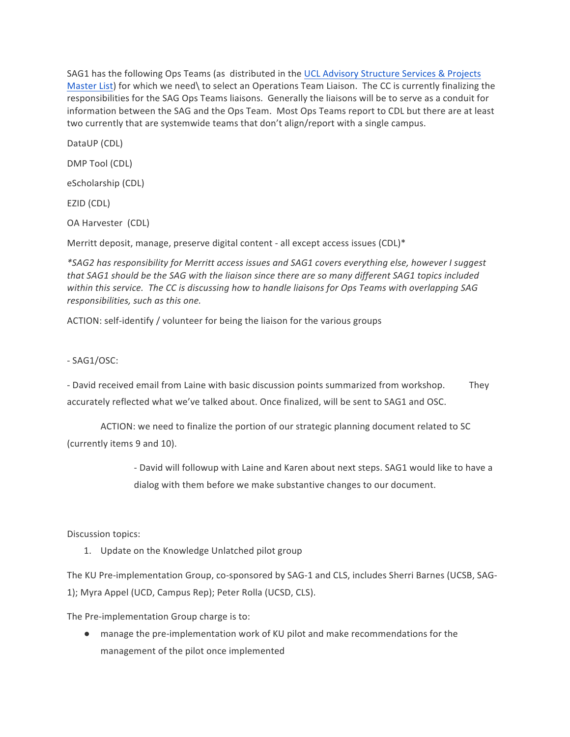SAG1 has the following Ops Teams (as distributed in the [UCL Advisory Structure Services & Projects Master List]) for which we need\ to select an Operations Team Liaison. The CC is currently finalizing the responsibilities for the SAG Ops Teams liaisons. Generally the liaisons will be to serve as a conduit for information between the SAG and the Ops Team. Most Ops Teams report to CDL but there are at least two currently that are systemwide teams that don't align/report with a single campus.

DataUP (CDL)

DMP Tool (CDL)

eScholarship (CDL)

EZID (CDL)

OA Harvester (CDL)

Merritt deposit, manage, preserve digital content - all except access issues (CDL)*

*\*SAG2 has responsibility for Merritt access issues and SAG1 covers everything else, however I suggest that SAG1 should be the SAG with the liaison since there are so many different SAG1 topics included within this service. The CC is discussing how to handle liaisons for Ops Teams with overlapping SAG responsibilities, such as this one.*

ACTION: self-identify / volunteer for being the liaison for the various groups

- SAG1/OSC:

- David received email from Laine with basic discussion points summarized from workshop. They accurately reflected what we've talked about. Once finalized, will be sent to SAG1 and OSC.

ACTION: we need to finalize the portion of our strategic planning document related to SC (currently items 9 and 10).

- David will followup with Laine and Karen about next steps. SAG1 would like to have a dialog with them before we make substantive changes to our document.

Discussion topics:

1. Update on the Knowledge Unlatched pilot group

The KU Pre-implementation Group, co-sponsored by SAG-1 and CLS, includes Sherri Barnes (UCSB, SAG-1); Myra Appel (UCD, Campus Rep); Peter Rolla (UCSD, CLS).

The Pre-implementation Group charge is to:

- manage the pre-implementation work of KU pilot and make recommendations for the management of the pilot once implemented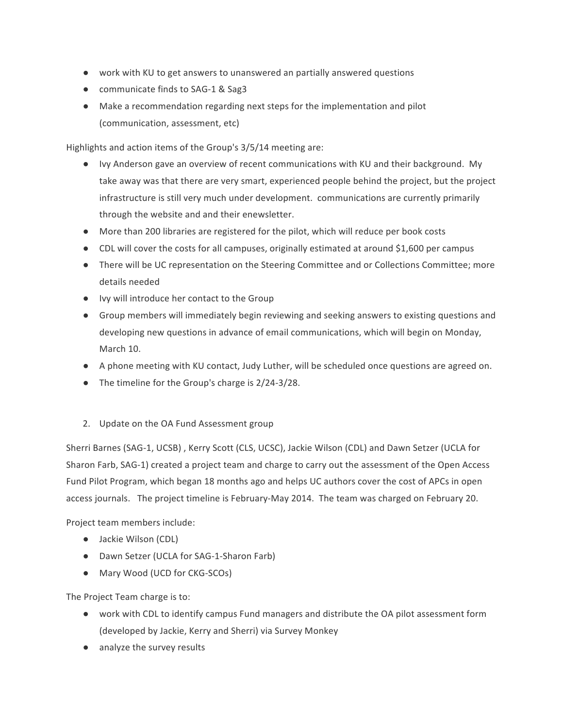- work with KU to get answers to unanswered an partially answered questions
- communicate finds to SAG-1 & Sag3
- Make a recommendation regarding next steps for the implementation and pilot (communication, assessment, etc)

Highlights and action items of the Group's 3/5/14 meeting are:

- Ivy Anderson gave an overview of recent communications with KU and their background. My take away was that there are very smart, experienced people behind the project, but the project infrastructure is still very much under development. communications are currently primarily through the website and and their enewsletter.
- More than 200 libraries are registered for the pilot, which will reduce per book costs
- CDL will cover the costs for all campuses, originally estimated at around $1,600 per campus
- There will be UC representation on the Steering Committee and or Collections Committee; more details needed
- Ivy will introduce her contact to the Group
- Group members will immediately begin reviewing and seeking answers to existing questions and developing new questions in advance of email communications, which will begin on Monday, March 10.
- A phone meeting with KU contact, Judy Luther, will be scheduled once questions are agreed on.
- The timeline for the Group's charge is 2/24-3/28.

2. Update on the OA Fund Assessment group

Sherri Barnes (SAG-1, UCSB) , Kerry Scott (CLS, UCSC), Jackie Wilson (CDL) and Dawn Setzer (UCLA for Sharon Farb, SAG-1) created a project team and charge to carry out the assessment of the Open Access Fund Pilot Program, which began 18 months ago and helps UC authors cover the cost of APCs in open access journals. The project timeline is February-May 2014. The team was charged on February 20.

Project team members include:

- Jackie Wilson (CDL)
- Dawn Setzer (UCLA for SAG-1-Sharon Farb)
- Mary Wood (UCD for CKG-SCOs)

The Project Team charge is to:

- work with CDL to identify campus Fund managers and distribute the OA pilot assessment form (developed by Jackie, Kerry and Sherri) via Survey Monkey
- analyze the survey results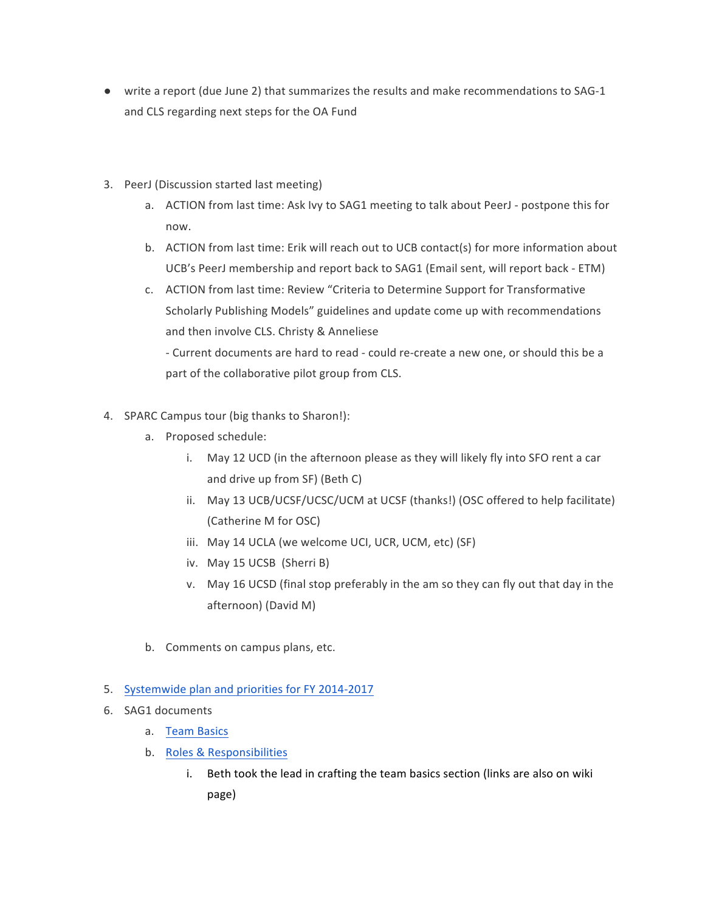- write a report (due June 2) that summarizes the results and make recommendations to SAG-1 and CLS regarding next steps for the OA Fund

3. PeerJ (Discussion started last meeting)
   a. ACTION from last time: Ask Ivy to SAG1 meeting to talk about PeerJ - postpone this for now.
   b. ACTION from last time: Erik will reach out to UCB contact(s) for more information about UCB's PeerJ membership and report back to SAG1 (Email sent, will report back - ETM)
   c. ACTION from last time: Review "Criteria to Determine Support for Transformative Scholarly Publishing Models" guidelines and update come up with recommendations and then involve CLS. Christy & Anneliese
      - Current documents are hard to read - could re-create a new one, or should this be a part of the collaborative pilot group from CLS.

4. SPARC Campus tour (big thanks to Sharon!):
   a. Proposed schedule:
      i. May 12 UCD (in the afternoon please as they will likely fly into SFO rent a car and drive up from SF) (Beth C)
      ii. May 13 UCB/UCSF/UCSC/UCM at UCSF (thanks!) (OSC offered to help facilitate) (Catherine M for OSC)
      iii. May 14 UCLA (we welcome UCI, UCR, UCM, etc) (SF)
      iv. May 15 UCSB (Sherri B)
      v. May 16 UCSD (final stop preferably in the am so they can fly out that day in the afternoon) (David M)
   b. Comments on campus plans, etc.

5. Systemwide plan and priorities for FY 2014-2017
6. SAG1 documents
   a. Team Basics
   b. Roles & Responsibilities
      i. Beth took the lead in crafting the team basics section (links are also on wiki page)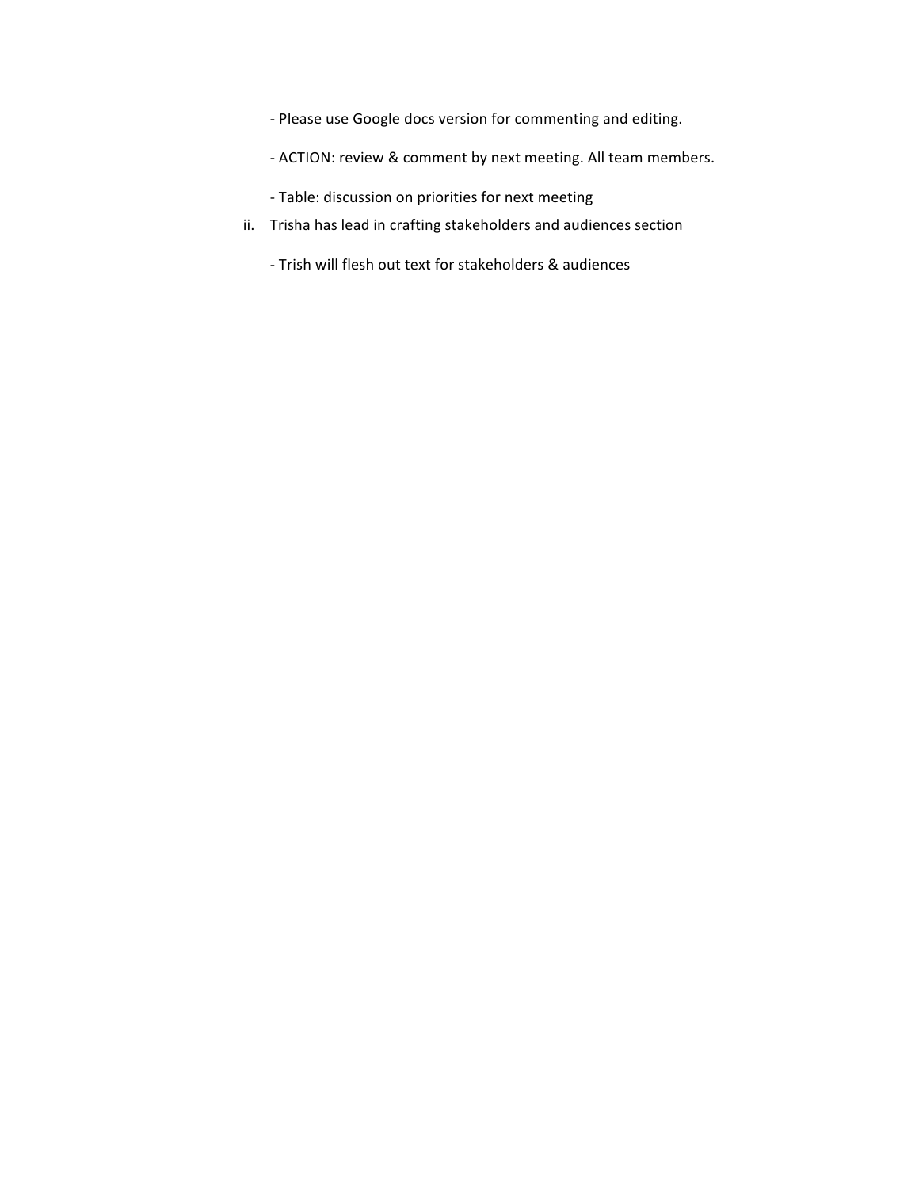- Please use Google docs version for commenting and editing.

- ACTION: review & comment by next meeting. All team members.

- Table: discussion on priorities for next meeting

ii. Trisha has lead in crafting stakeholders and audiences section

- Trish will flesh out text for stakeholders & audiences